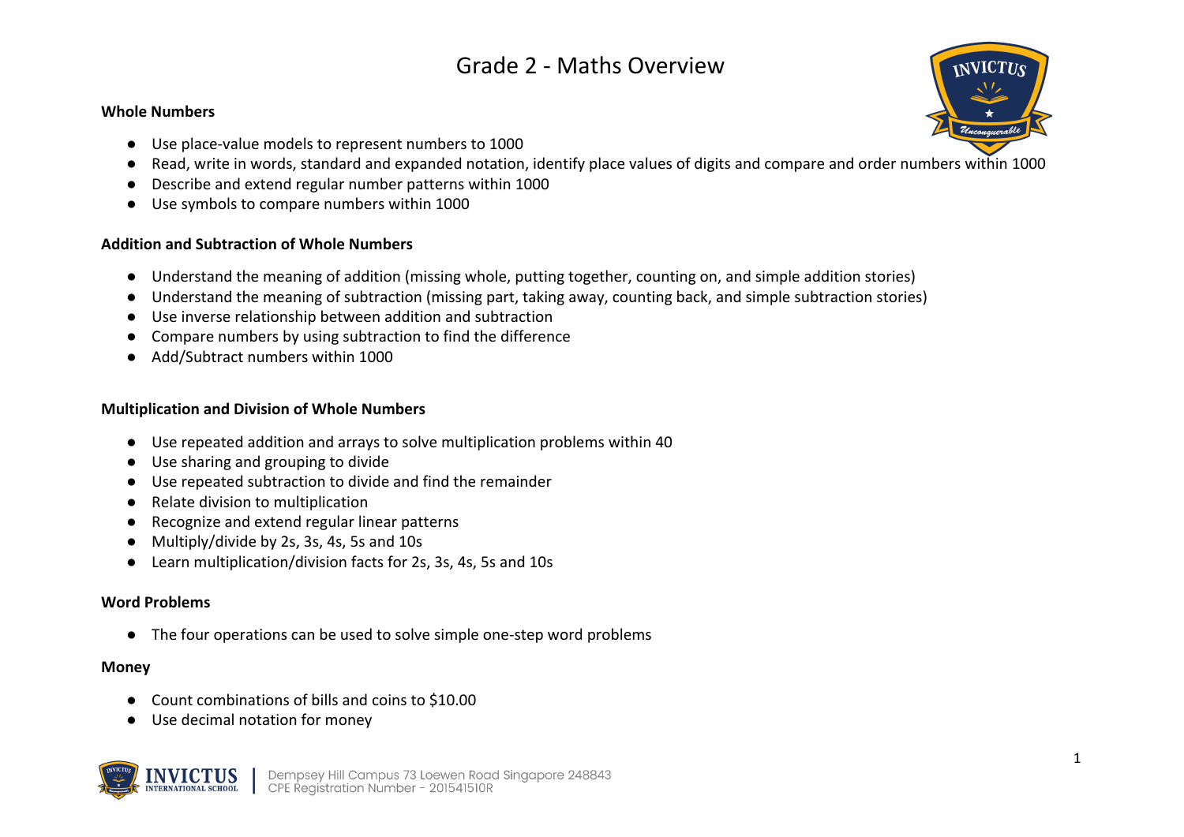# Grade 2 - Maths Overview

**Whole Numbers**

- Use place-value models to represent numbers to 1000
- Read, write in words, standard and expanded notation, identify place values of digits and compare and order numbers within 1000
- Describe and extend regular number patterns within 1000
- Use symbols to compare numbers within 1000

**Addition and Subtraction of Whole Numbers**

- Understand the meaning of addition (missing whole, putting together, counting on, and simple addition stories)
- Understand the meaning of subtraction (missing part, taking away, counting back, and simple subtraction stories)
- Use inverse relationship between addition and subtraction
- Compare numbers by using subtraction to find the difference
- Add/Subtract numbers within 1000

**Multiplication and Division of Whole Numbers**

- Use repeated addition and arrays to solve multiplication problems within 40
- Use sharing and grouping to divide
- Use repeated subtraction to divide and find the remainder
- Relate division to multiplication
- Recognize and extend regular linear patterns
- Multiply/divide by 2s, 3s, 4s, 5s and 10s
- Learn multiplication/division facts for 2s, 3s, 4s, 5s and 10s

**Word Problems**

- The four operations can be used to solve simple one-step word problems

**Money**

- Count combinations of bills and coins to $10.00
- Use decimal notation for money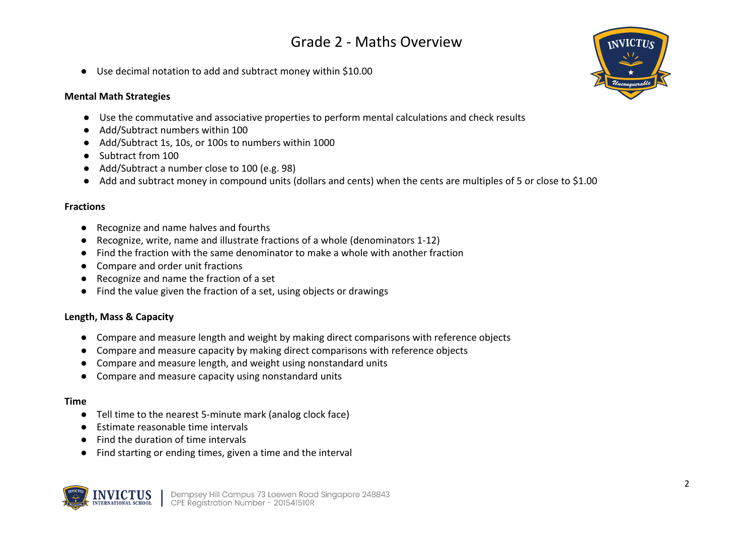# Grade 2 - Maths Overview

- Use decimal notation to add and subtract money within $10.00

**Mental Math Strategies**

- Use the commutative and associative properties to perform mental calculations and check results
- Add/Subtract numbers within 100
- Add/Subtract 1s, 10s, or 100s to numbers within 1000
- Subtract from 100
- Add/Subtract a number close to 100 (e.g. 98)
- Add and subtract money in compound units (dollars and cents) when the cents are multiples of 5 or close to $1.00

**Fractions**

- Recognize and name halves and fourths
- Recognize, write, name and illustrate fractions of a whole (denominators 1-12)
- Find the fraction with the same denominator to make a whole with another fraction
- Compare and order unit fractions
- Recognize and name the fraction of a set
- Find the value given the fraction of a set, using objects or drawings

**Length, Mass & Capacity**

- Compare and measure length and weight by making direct comparisons with reference objects
- Compare and measure capacity by making direct comparisons with reference objects
- Compare and measure length, and weight using nonstandard units
- Compare and measure capacity using nonstandard units

**Time**

- Tell time to the nearest 5-minute mark (analog clock face)
- Estimate reasonable time intervals
- Find the duration of time intervals
- Find starting or ending times, given a time and the interval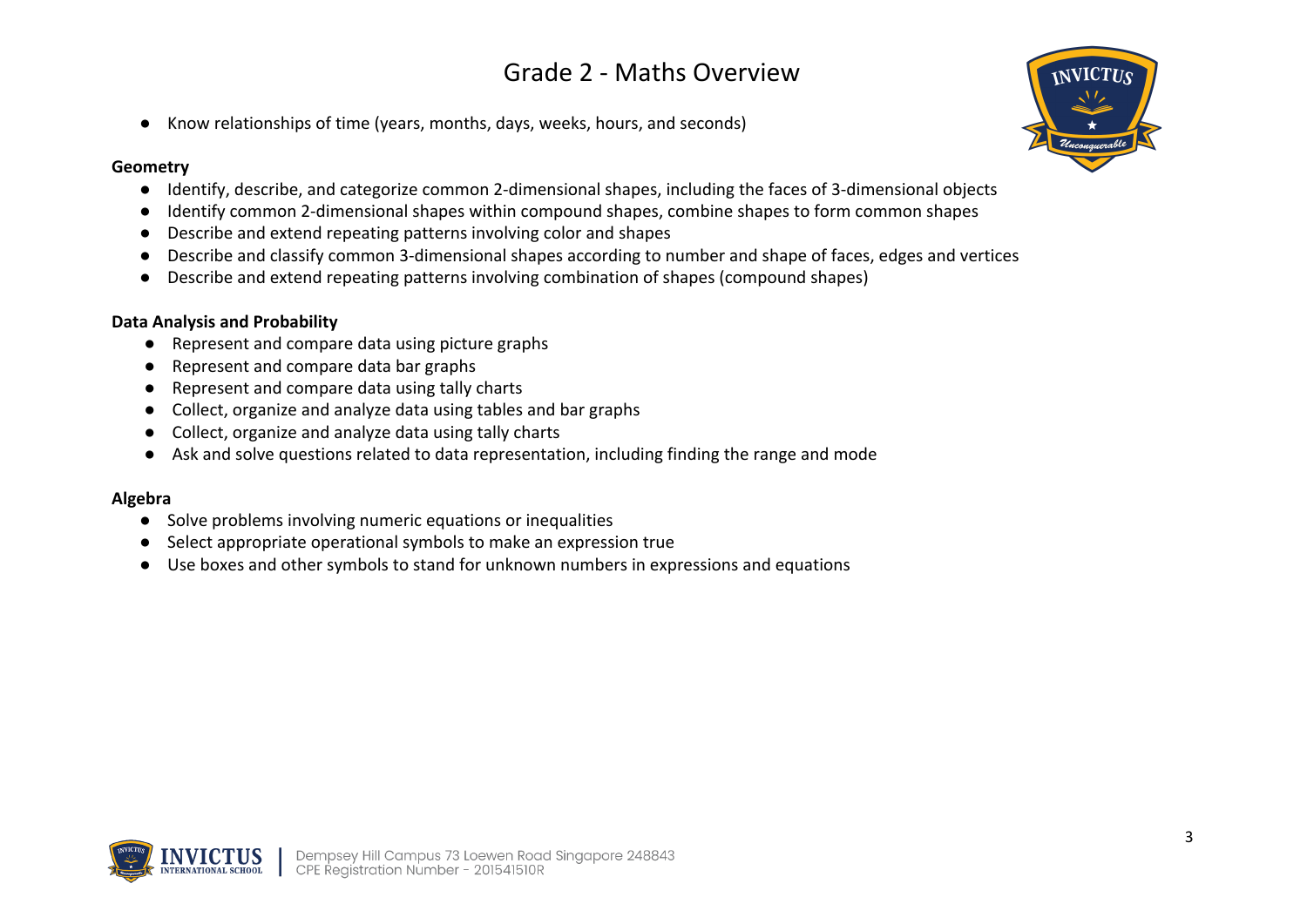# Grade 2 - Maths Overview

- Know relationships of time (years, months, days, weeks, hours, and seconds)

**Geometry**

- Identify, describe, and categorize common 2-dimensional shapes, including the faces of 3-dimensional objects
- Identify common 2-dimensional shapes within compound shapes, combine shapes to form common shapes
- Describe and extend repeating patterns involving color and shapes
- Describe and classify common 3-dimensional shapes according to number and shape of faces, edges and vertices
- Describe and extend repeating patterns involving combination of shapes (compound shapes)

**Data Analysis and Probability**

- Represent and compare data using picture graphs
- Represent and compare data bar graphs
- Represent and compare data using tally charts
- Collect, organize and analyze data using tables and bar graphs
- Collect, organize and analyze data using tally charts
- Ask and solve questions related to data representation, including finding the range and mode

**Algebra**

- Solve problems involving numeric equations or inequalities
- Select appropriate operational symbols to make an expression true
- Use boxes and other symbols to stand for unknown numbers in expressions and equations